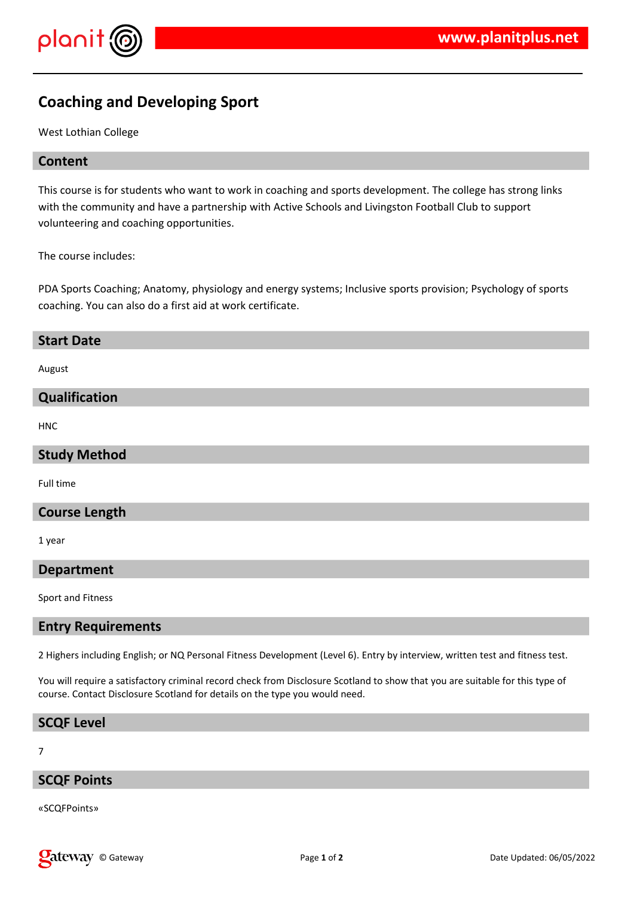# Coaching and Developing Sport

West Lothian College

## Content

This course is for students who want to work in coaching and sports development. The college has strong links with the community and have a partnership with Active Schools and Livingston Football Club to support volunteering and coaching opportunities.

The course includes:

PDA Sports Coaching; Anatomy, physiology and energy systems; Inclusive sports provision; Psychology of sports coaching. You can also do a first aid at work certificate.

## Start Date

August

## Qualification

HNC

## Study Method

Full time

## Course Length

1 year

## Department

Sport and Fitness

## Entry Requirements

2 Highers including English; or NQ Personal Fitness Development (Level 6). Entry by interview, written test and fitness test.

You will require a satisfactory criminal record check from Disclosure Scotland to show that you are suitable for this type of course. Contact Disclosure Scotland for details on the type you would need.

## SCQF Level

7

## SCQF Points

«SCQFPoints»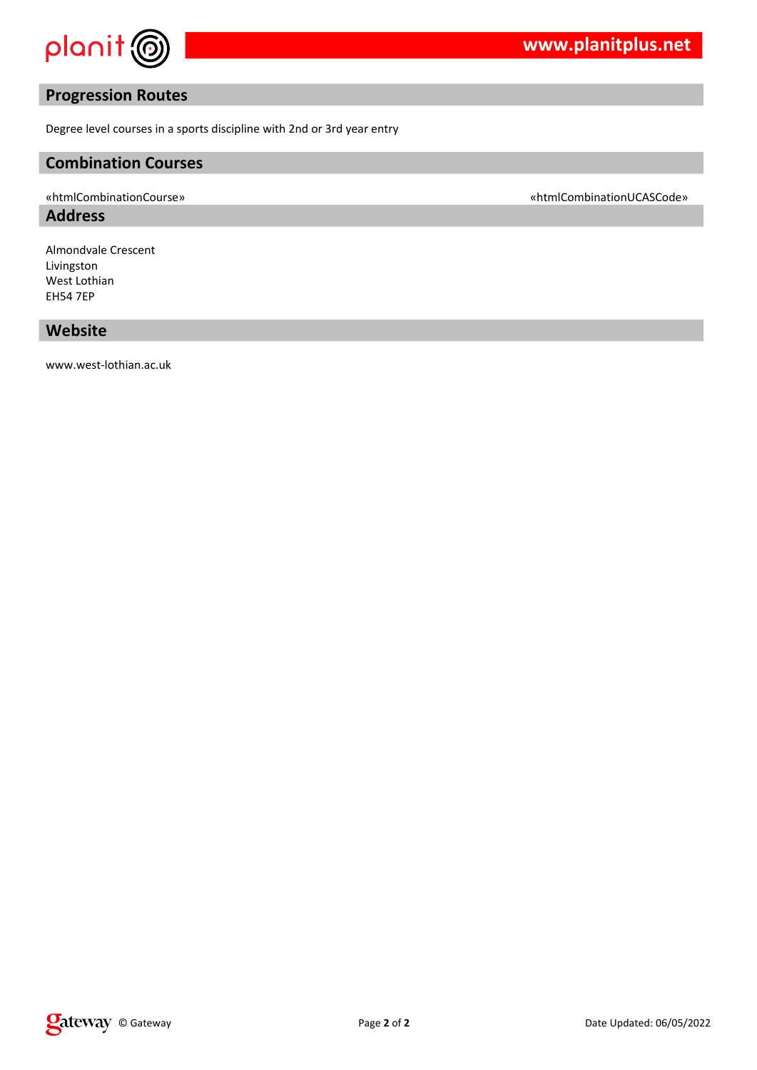## Progression Routes

Degree level courses in a sports discipline with 2nd or 3rd year entry

## Combination Courses

«htmlCombinationCourse» «htmlCombinationUCASCode»

## Address

Almondvale Crescent
Livingston
West Lothian
EH54 7EP

## Website

www.west-lothian.ac.uk